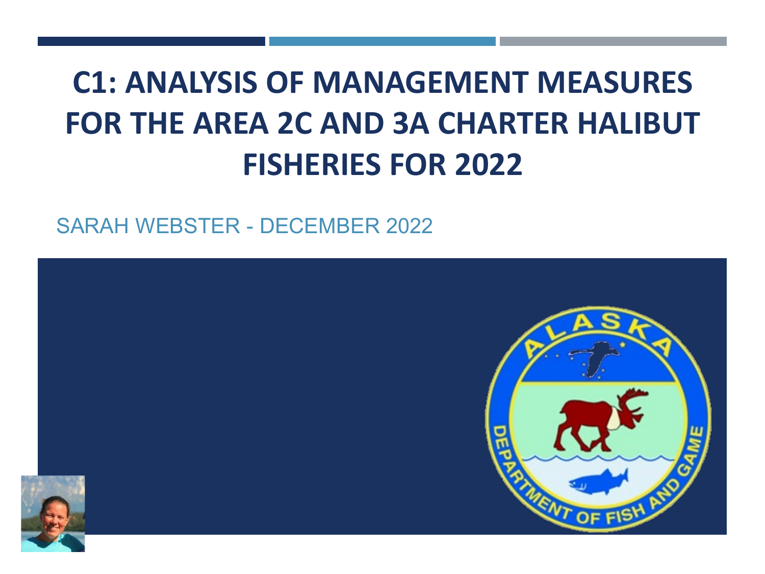# C1: ANALYSIS OF MANAGEMENT MEASURES FOR THE AREA 2C AND 3A CHARTER HALIBUT FISHERIES FOR 2022

SARAH WEBSTER - DECEMBER 2022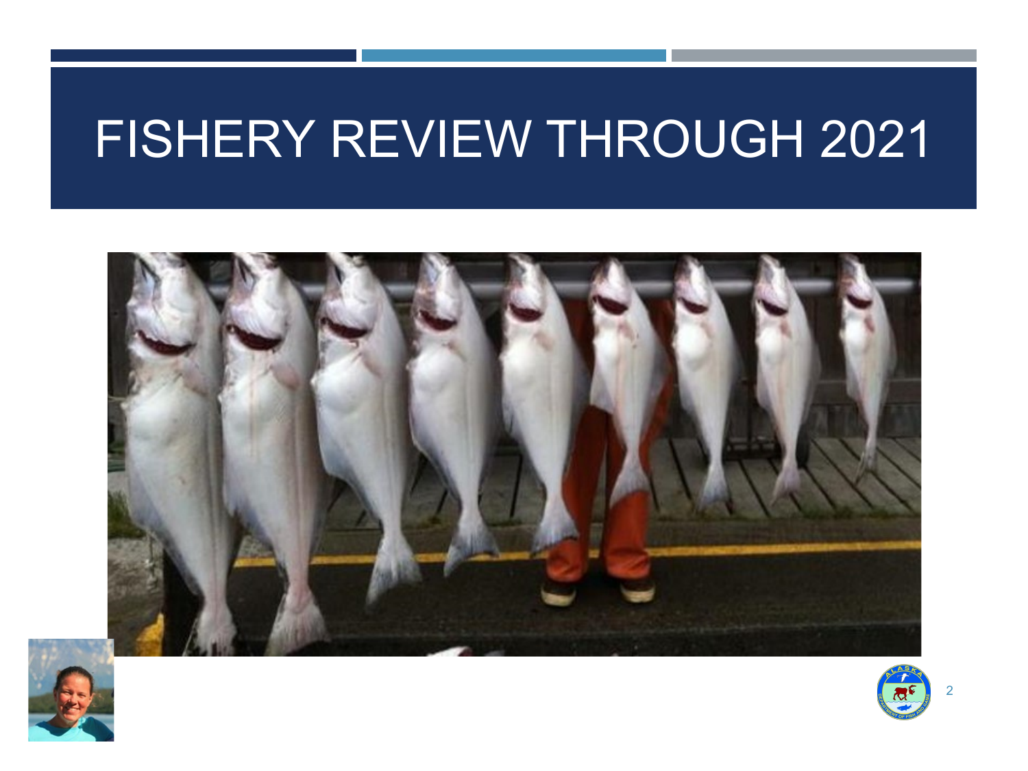# FISHERY REVIEW THROUGH 2021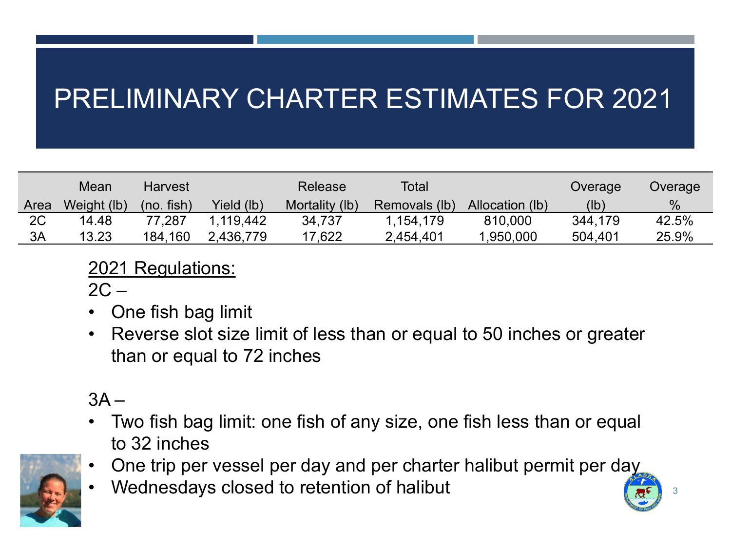# PRELIMINARY CHARTER ESTIMATES FOR 2021

| Area | Mean Weight (lb) | Harvest (no. fish) | Yield (lb) | Release Mortality (lb) | Total Removals (lb) | Allocation (lb) | Overage (lb) | Overage % |
|---|---|---|---|---|---|---|---|---|
| 2C | 14.48 | 77,287 | 1,119,442 | 34,737 | 1,154,179 | 810,000 | 344,179 | 42.5% |
| 3A | 13.23 | 184,160 | 2,436,779 | 17,622 | 2,454,401 | 1,950,000 | 504,401 | 25.9% |

<u>2021 Regulations:</u>

2C –

- One fish bag limit
- Reverse slot size limit of less than or equal to 50 inches or greater than or equal to 72 inches

3A –

- Two fish bag limit: one fish of any size, one fish less than or equal to 32 inches
- One trip per vessel per day and per charter halibut permit per day
- Wednesdays closed to retention of halibut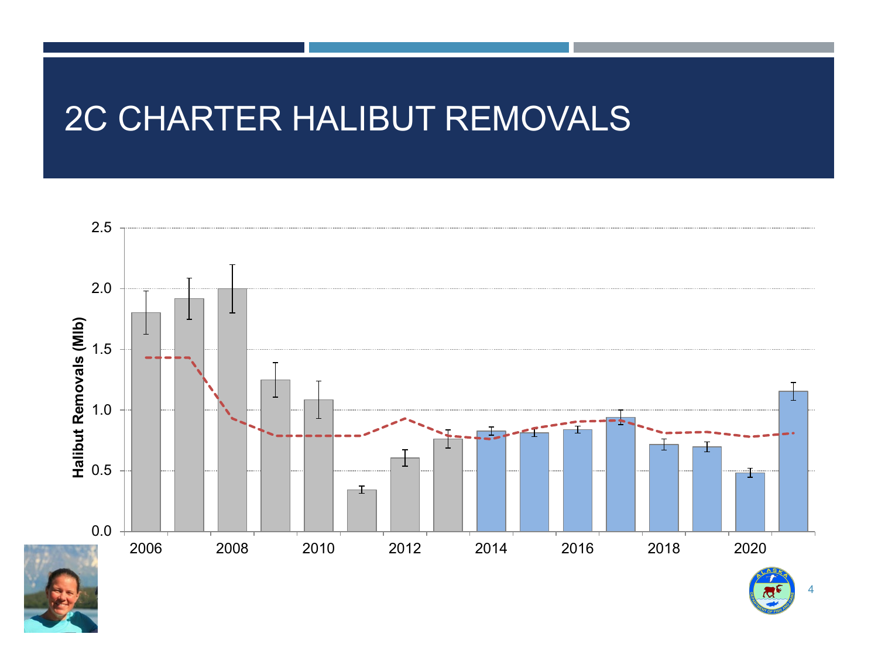# 2C CHARTER HALIBUT REMOVALS

Halibut Removals (Mlb)

2.5
2.0
1.5
1.0
0.5
0.0

2006 2008 2010 2012 2014 2016 2018 2020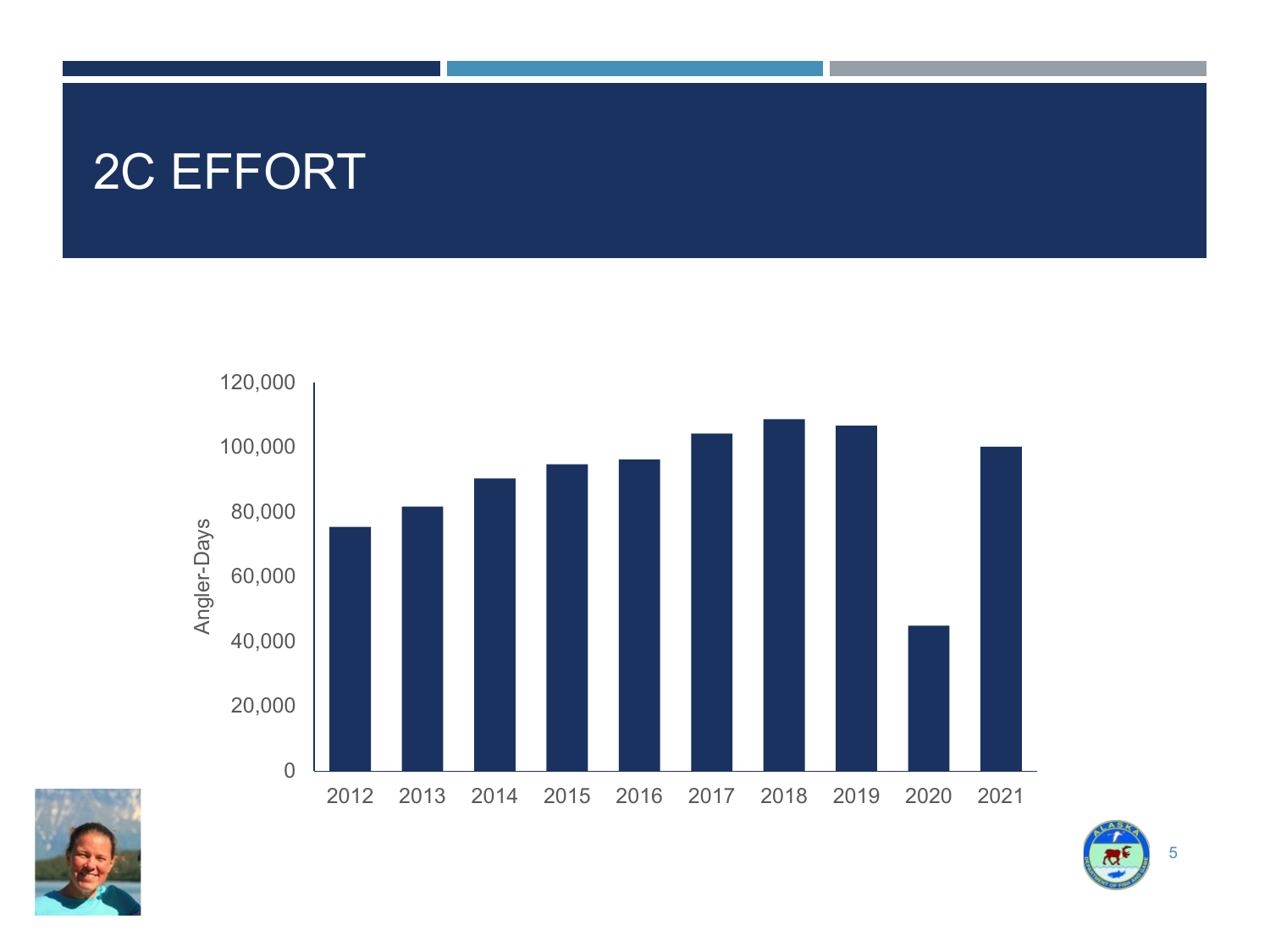# 2C EFFORT

| Year | Angler-Days |
|---|---|
| 2012 | ~75,000 |
| 2013 | ~81,000 |
| 2014 | ~90,000 |
| 2015 | ~94,000 |
| 2016 | ~96,000 |
| 2017 | ~104,000 |
| 2018 | ~108,000 |
| 2019 | ~106,000 |
| 2020 | ~45,000 |
| 2021 | ~100,000 |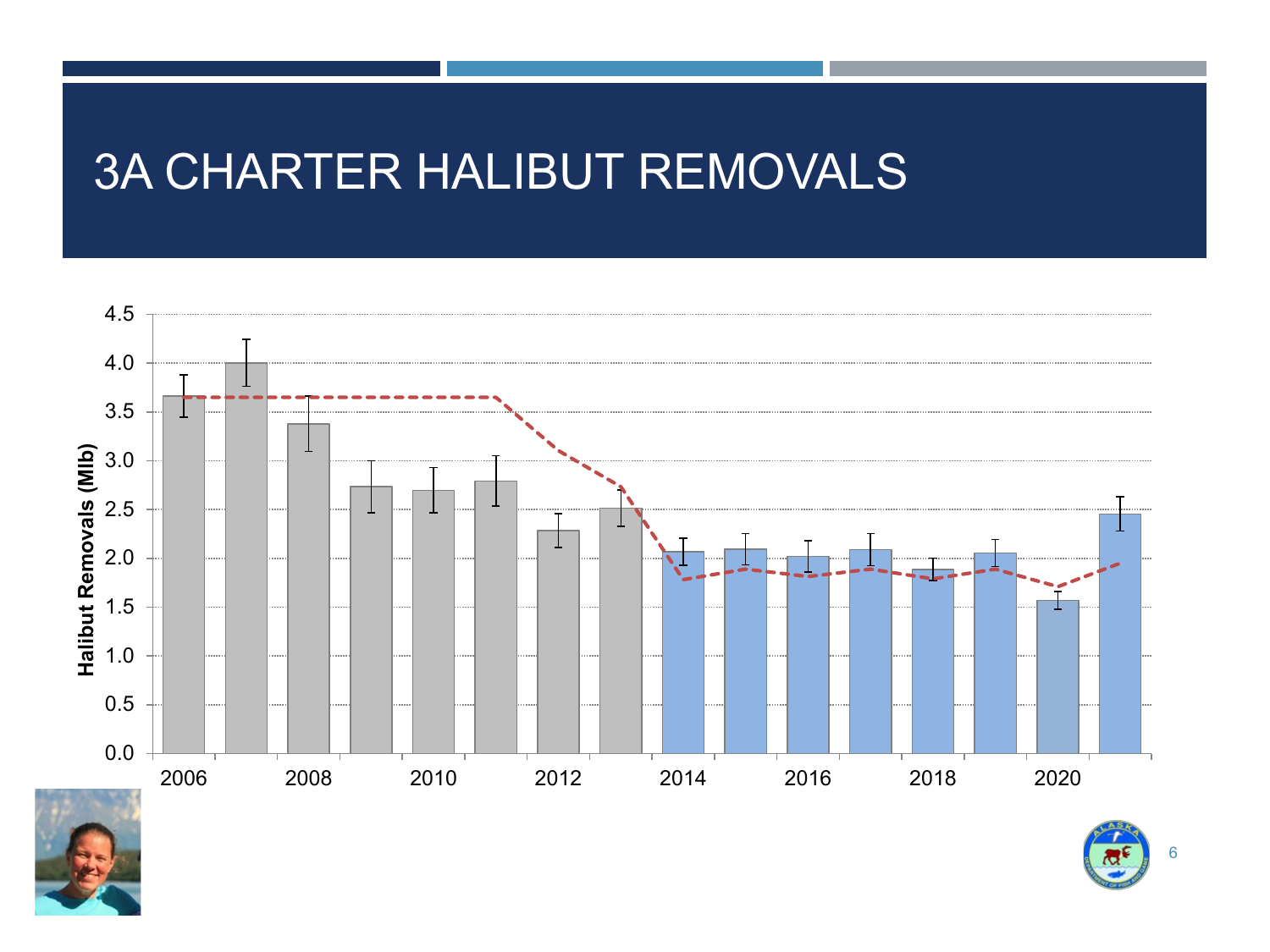# 3A CHARTER HALIBUT REMOVALS

Halibut Removals (Mlb)

4.5
4.0
3.5
3.0
2.5
2.0
1.5
1.0
0.5
0.0

2006 2008 2010 2012 2014 2016 2018 2020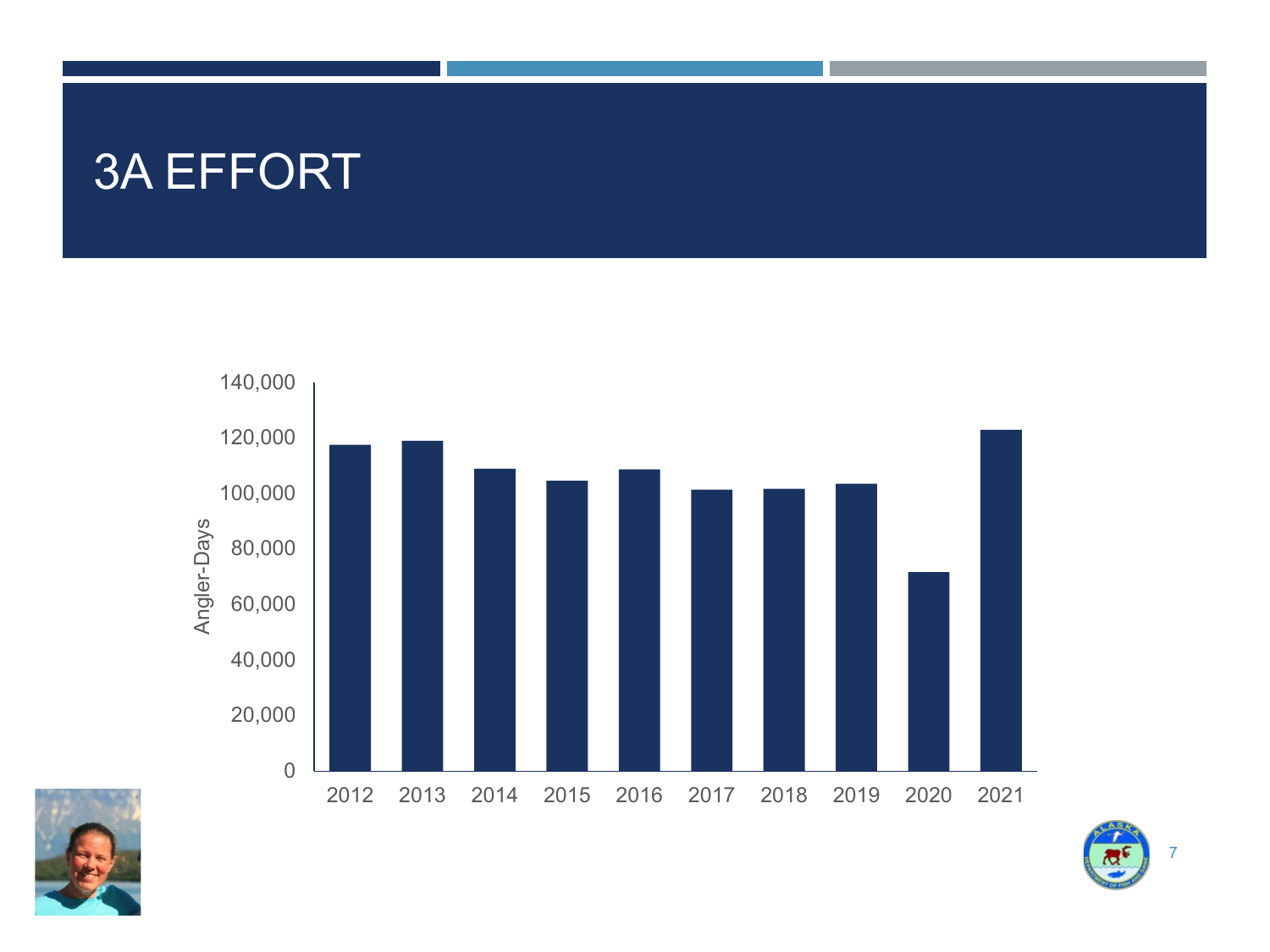# 3A EFFORT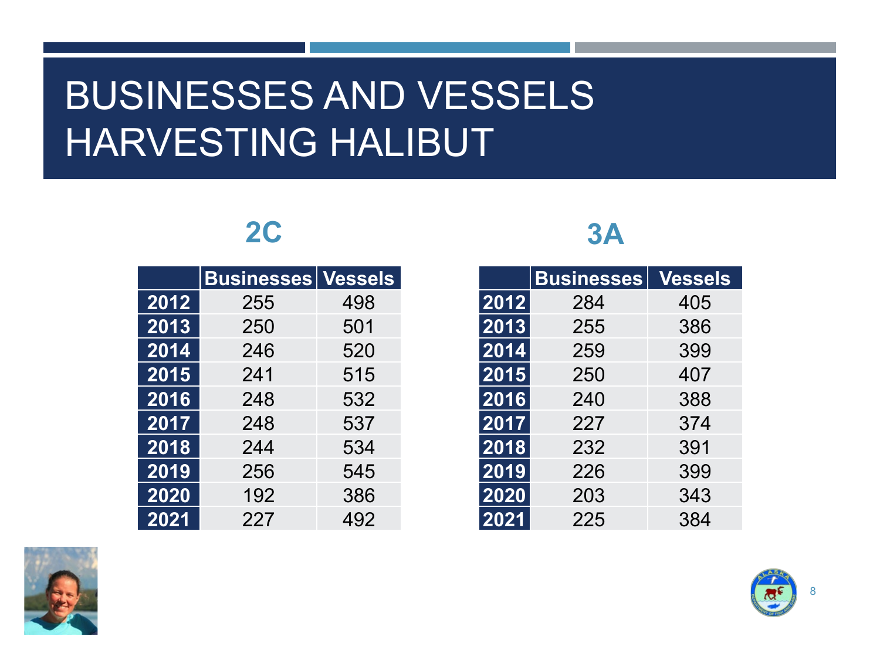# BUSINESSES AND VESSELS HARVESTING HALIBUT

## 2C

| | Businesses | Vessels |
|---|---|---|
| 2012 | 255 | 498 |
| 2013 | 250 | 501 |
| 2014 | 246 | 520 |
| 2015 | 241 | 515 |
| 2016 | 248 | 532 |
| 2017 | 248 | 537 |
| 2018 | 244 | 534 |
| 2019 | 256 | 545 |
| 2020 | 192 | 386 |
| 2021 | 227 | 492 |

## 3A

| | Businesses | Vessels |
|---|---|---|
| 2012 | 284 | 405 |
| 2013 | 255 | 386 |
| 2014 | 259 | 399 |
| 2015 | 250 | 407 |
| 2016 | 240 | 388 |
| 2017 | 227 | 374 |
| 2018 | 232 | 391 |
| 2019 | 226 | 399 |
| 2020 | 203 | 343 |
| 2021 | 225 | 384 |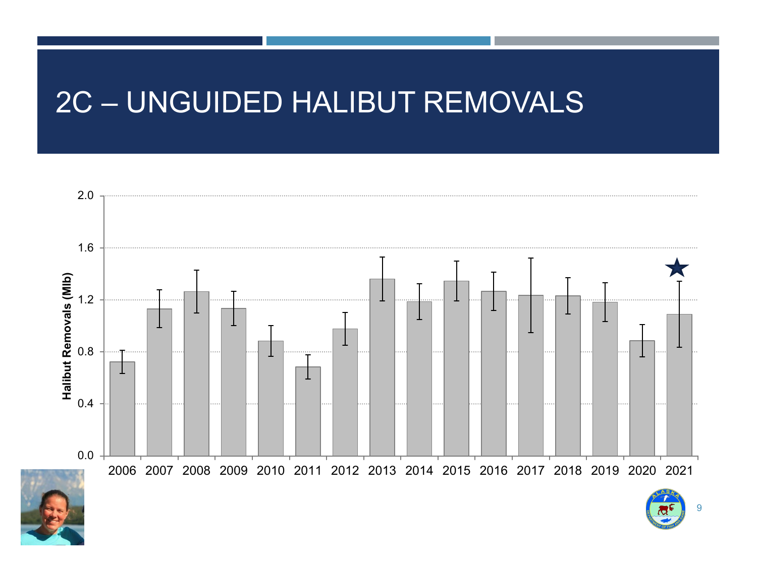# 2C – UNGUIDED HALIBUT REMOVALS

Halibut Removals (Mlb)

2.0

1.6

1.2

0.8

0.4

0.0

2006 2007 2008 2009 2010 2011 2012 2013 2014 2015 2016 2017 2018 2019 2020 2021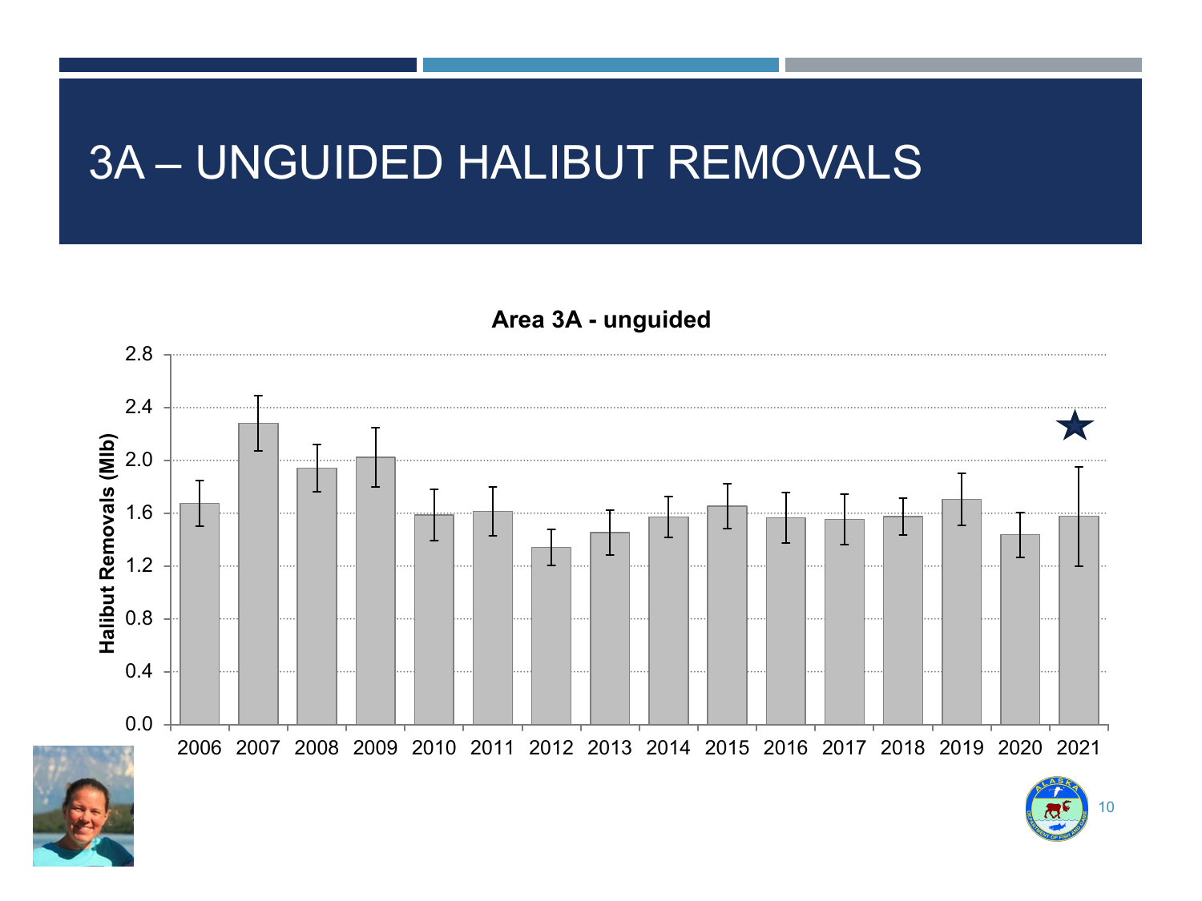# 3A – UNGUIDED HALIBUT REMOVALS

**Area 3A - unguided**

Halibut Removals (Mlb)

2.8, 2.4, 2.0, 1.6, 1.2, 0.8, 0.4, 0.0

2006, 2007, 2008, 2009, 2010, 2011, 2012, 2013, 2014, 2015, 2016, 2017, 2018, 2019, 2020, 2021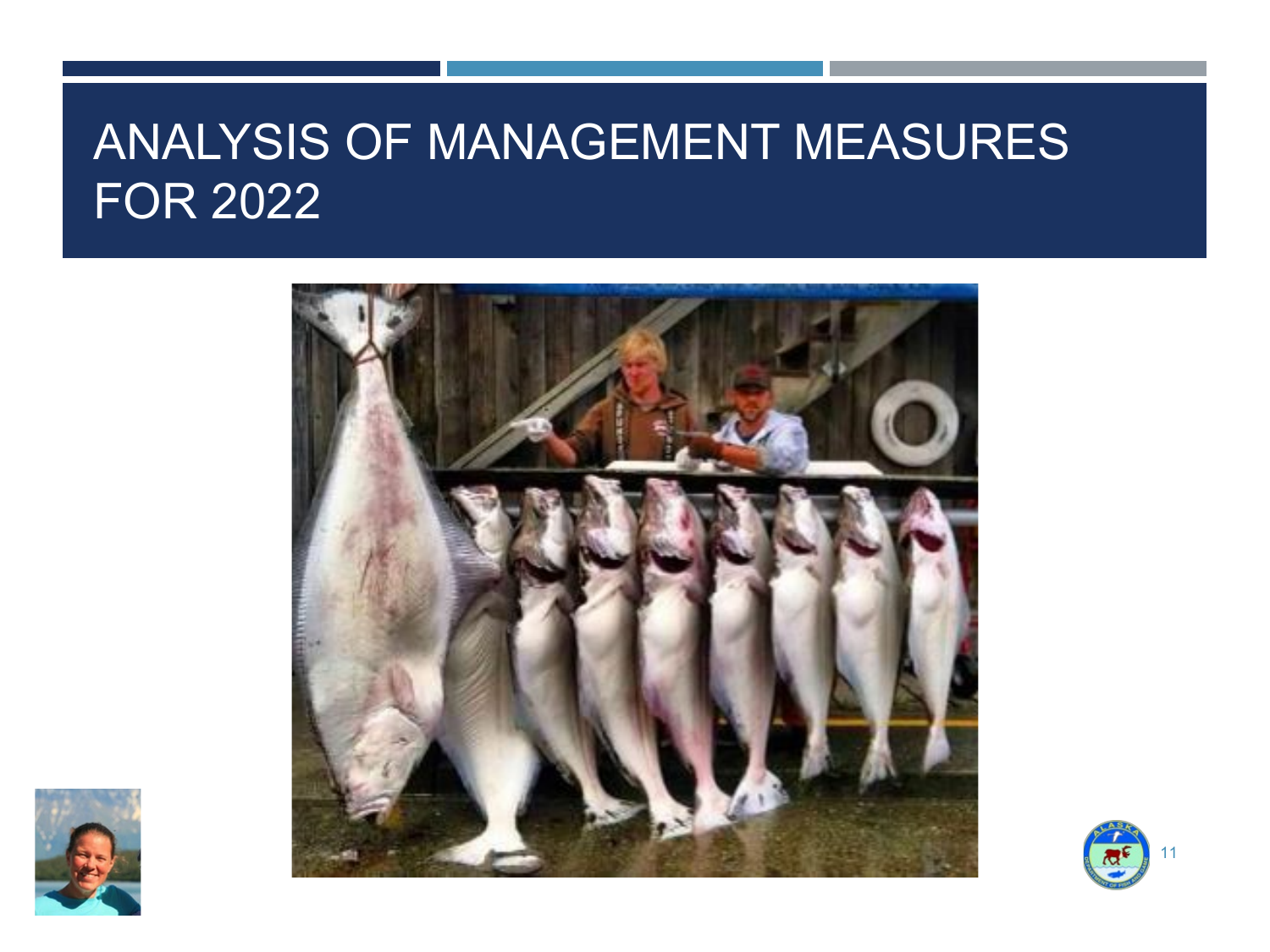# ANALYSIS OF MANAGEMENT MEASURES FOR 2022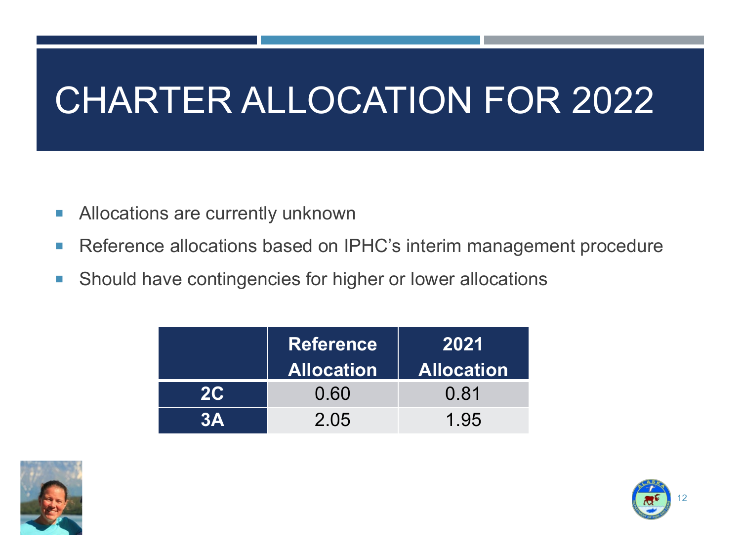# CHARTER ALLOCATION FOR 2022

- Allocations are currently unknown
- Reference allocations based on IPHC's interim management procedure
- Should have contingencies for higher or lower allocations

| | Reference Allocation | 2021 Allocation |
|---|---|---|
| **2C** | 0.60 | 0.81 |
| **3A** | 2.05 | 1.95 |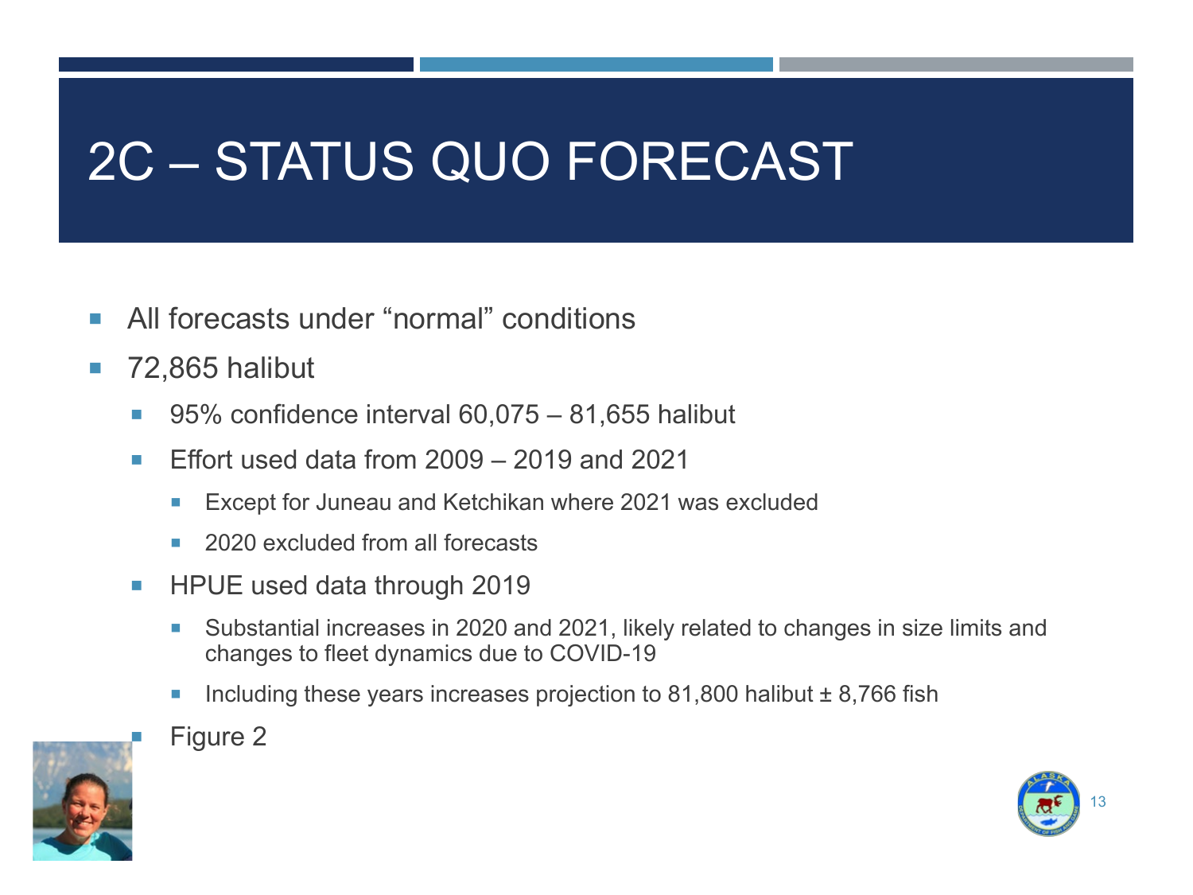# 2C – STATUS QUO FORECAST

- All forecasts under "normal" conditions
- 72,865 halibut
  - 95% confidence interval 60,075 – 81,655 halibut
  - Effort used data from 2009 – 2019 and 2021
    - Except for Juneau and Ketchikan where 2021 was excluded
    - 2020 excluded from all forecasts
  - HPUE used data through 2019
    - Substantial increases in 2020 and 2021, likely related to changes in size limits and changes to fleet dynamics due to COVID-19
    - Including these years increases projection to 81,800 halibut ± 8,766 fish
  - Figure 2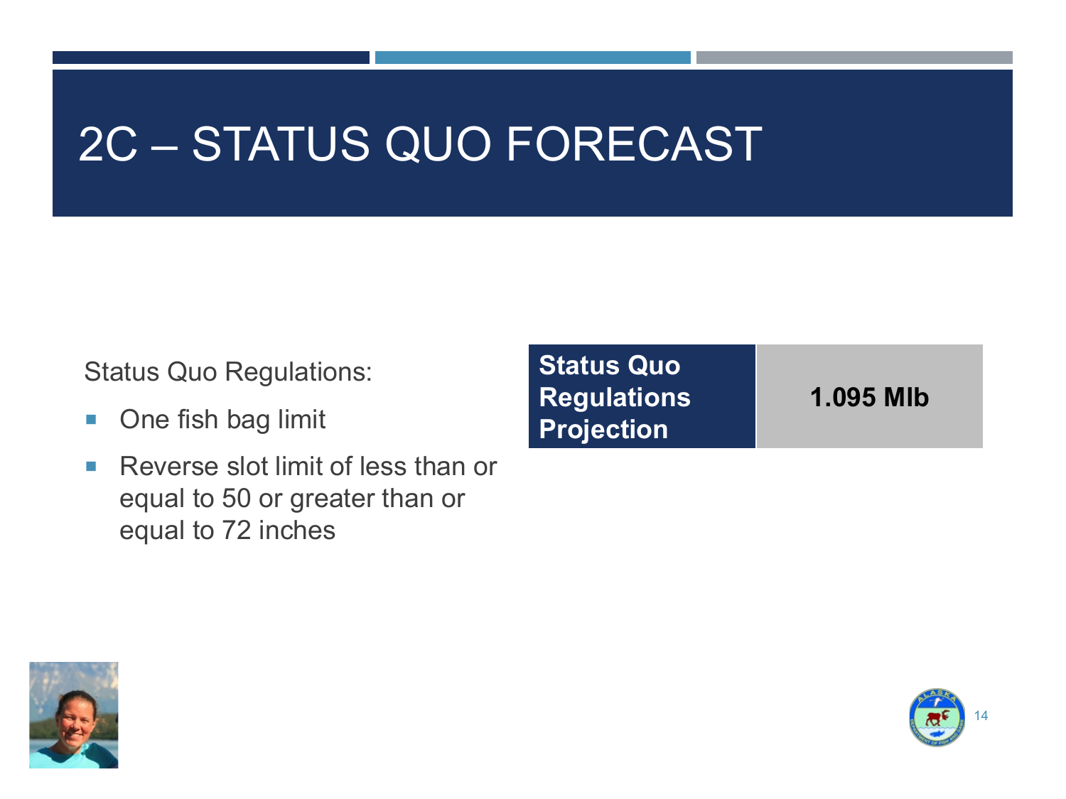# 2C – STATUS QUO FORECAST

Status Quo Regulations:

- One fish bag limit
- Reverse slot limit of less than or equal to 50 or greater than or equal to 72 inches

| Status Quo Regulations Projection | 1.095 Mlb |
|---|---|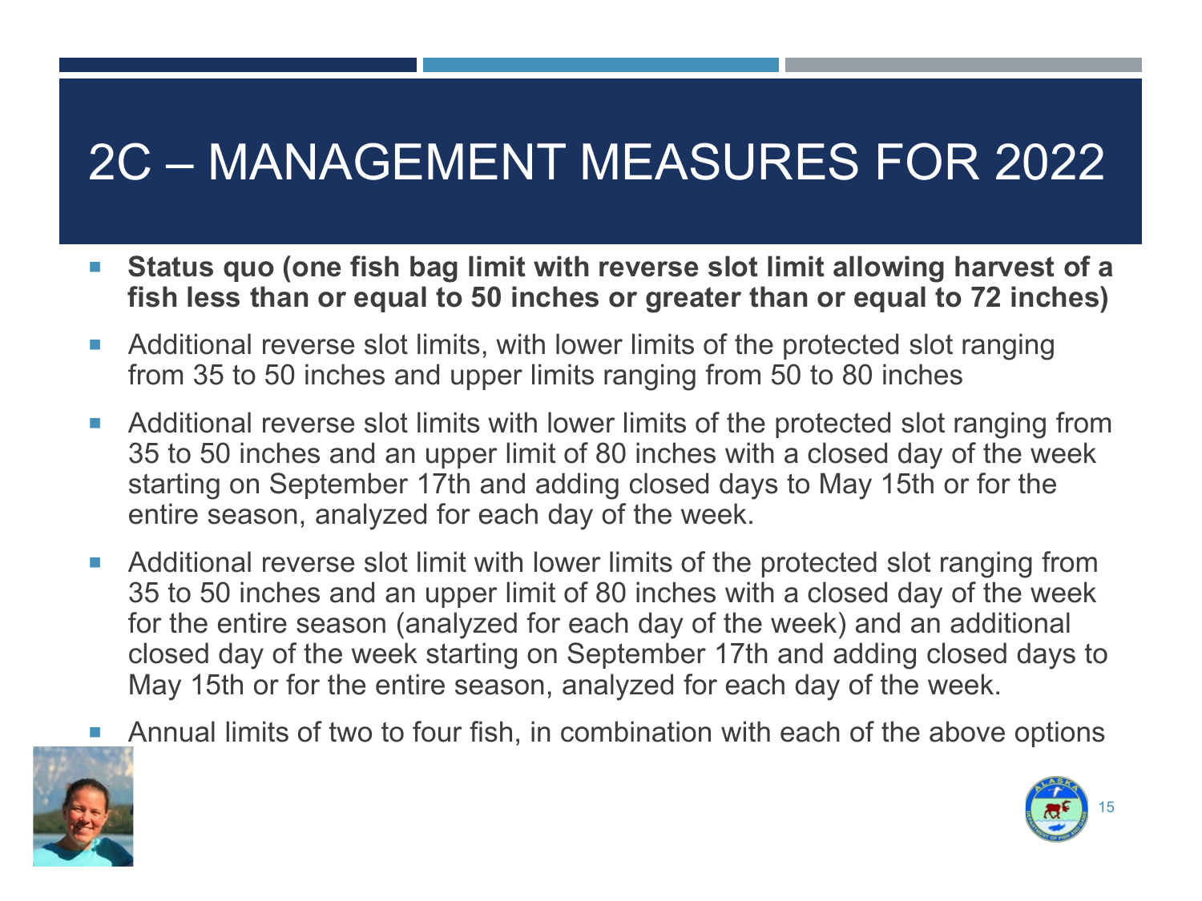# 2C – MANAGEMENT MEASURES FOR 2022

- **Status quo (one fish bag limit with reverse slot limit allowing harvest of a fish less than or equal to 50 inches or greater than or equal to 72 inches)**
- Additional reverse slot limits, with lower limits of the protected slot ranging from 35 to 50 inches and upper limits ranging from 50 to 80 inches
- Additional reverse slot limits with lower limits of the protected slot ranging from 35 to 50 inches and an upper limit of 80 inches with a closed day of the week starting on September 17th and adding closed days to May 15th or for the entire season, analyzed for each day of the week.
- Additional reverse slot limit with lower limits of the protected slot ranging from 35 to 50 inches and an upper limit of 80 inches with a closed day of the week for the entire season (analyzed for each day of the week) and an additional closed day of the week starting on September 17th and adding closed days to May 15th or for the entire season, analyzed for each day of the week.
- Annual limits of two to four fish, in combination with each of the above options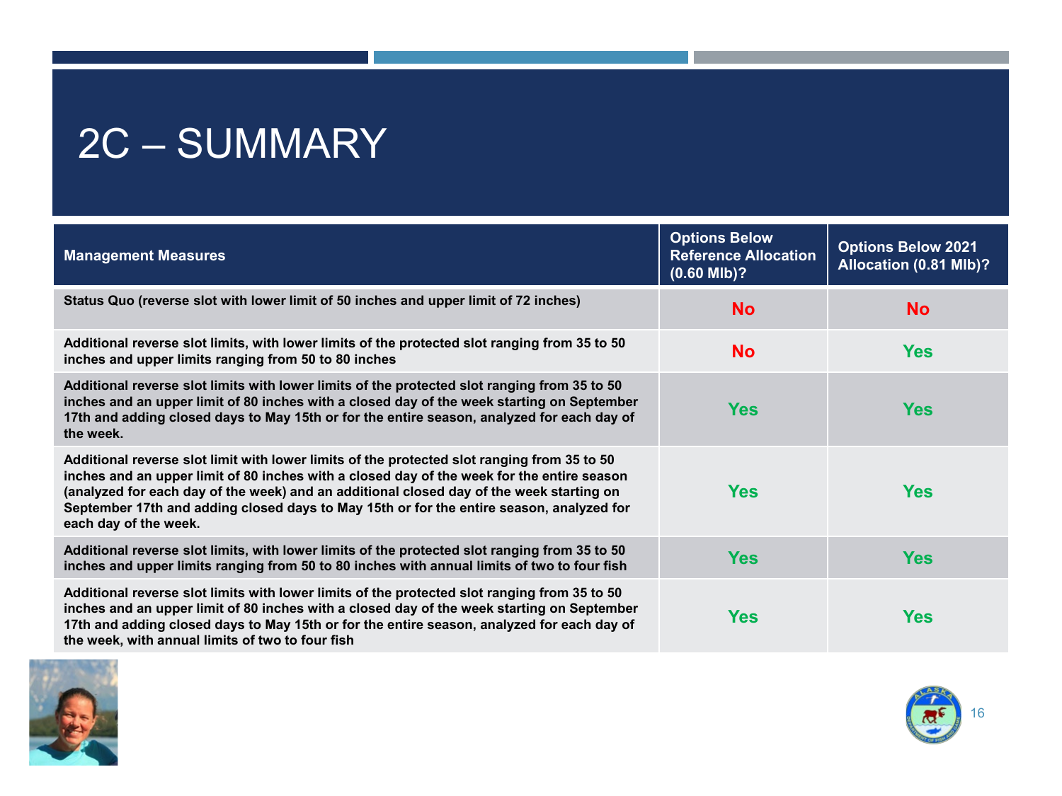# 2C – SUMMARY

| Management Measures | Options Below Reference Allocation (0.60 Mlb)? | Options Below 2021 Allocation (0.81 Mlb)? |
|---|---|---|
| Status Quo (reverse slot with lower limit of 50 inches and upper limit of 72 inches) | No | No |
| Additional reverse slot limits, with lower limits of the protected slot ranging from 35 to 50 inches and upper limits ranging from 50 to 80 inches | No | Yes |
| Additional reverse slot limits with lower limits of the protected slot ranging from 35 to 50 inches and an upper limit of 80 inches with a closed day of the week starting on September 17th and adding closed days to May 15th or for the entire season, analyzed for each day of the week. | Yes | Yes |
| Additional reverse slot limit with lower limits of the protected slot ranging from 35 to 50 inches and an upper limit of 80 inches with a closed day of the week for the entire season (analyzed for each day of the week) and an additional closed day of the week starting on September 17th and adding closed days to May 15th or for the entire season, analyzed for each day of the week. | Yes | Yes |
| Additional reverse slot limits, with lower limits of the protected slot ranging from 35 to 50 inches and upper limits ranging from 50 to 80 inches with annual limits of two to four fish | Yes | Yes |
| Additional reverse slot limits with lower limits of the protected slot ranging from 35 to 50 inches and an upper limit of 80 inches with a closed day of the week starting on September 17th and adding closed days to May 15th or for the entire season, analyzed for each day of the week, with annual limits of two to four fish | Yes | Yes |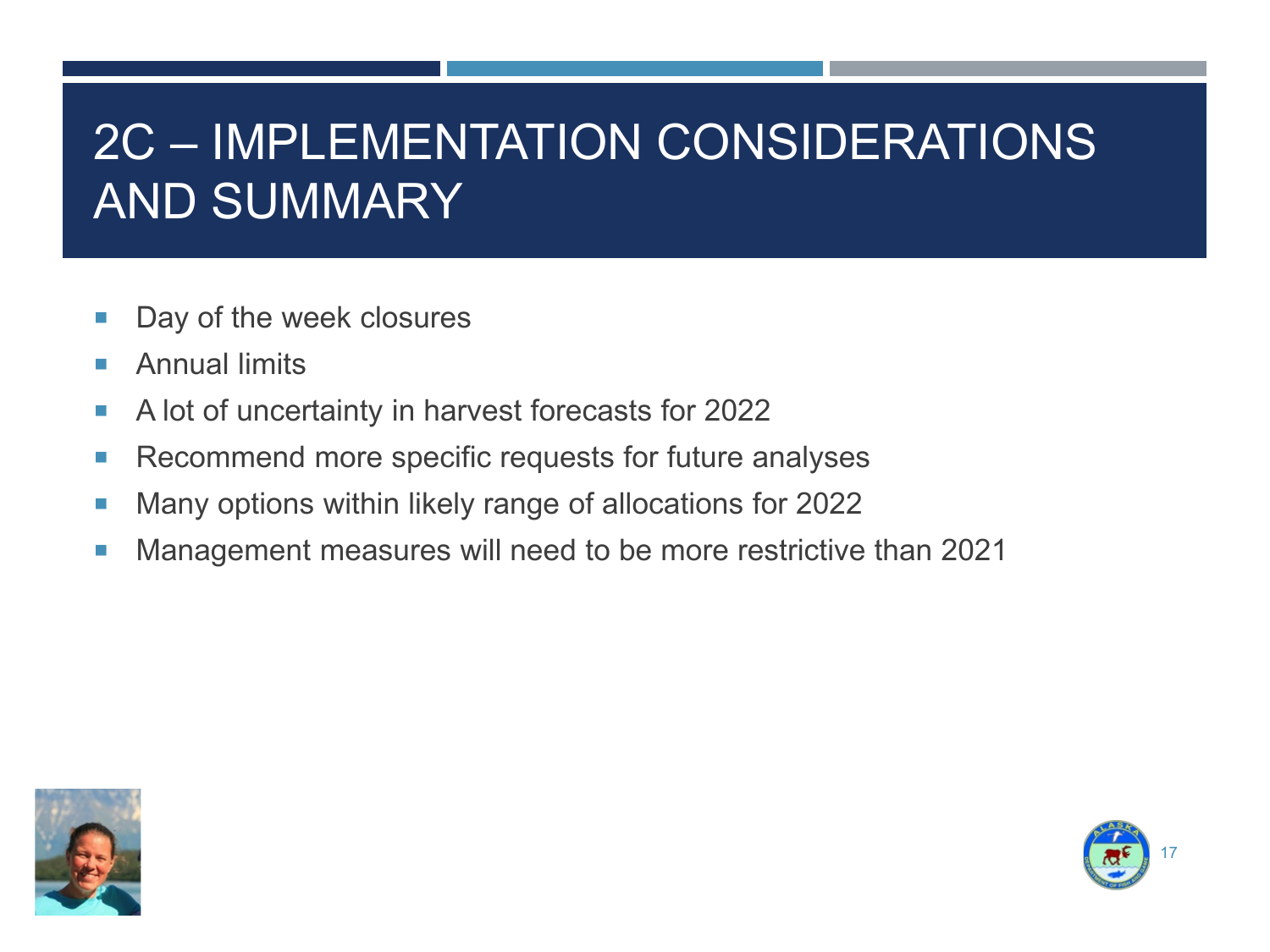# 2C – IMPLEMENTATION CONSIDERATIONS AND SUMMARY

- Day of the week closures
- Annual limits
- A lot of uncertainty in harvest forecasts for 2022
- Recommend more specific requests for future analyses
- Many options within likely range of allocations for 2022
- Management measures will need to be more restrictive than 2021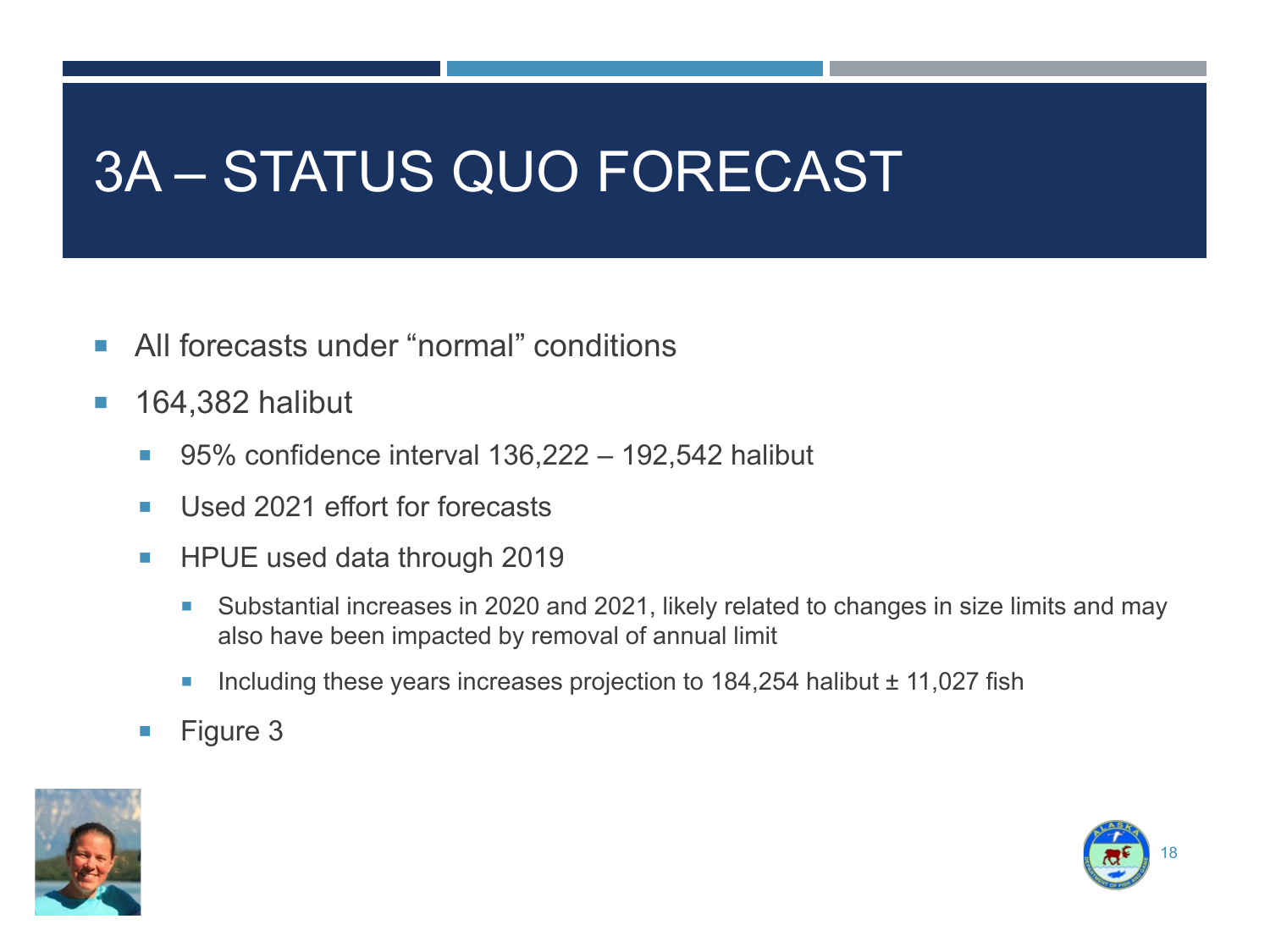# 3A – STATUS QUO FORECAST

- All forecasts under "normal" conditions
- 164,382 halibut
  - 95% confidence interval 136,222 – 192,542 halibut
  - Used 2021 effort for forecasts
  - HPUE used data through 2019
    - Substantial increases in 2020 and 2021, likely related to changes in size limits and may also have been impacted by removal of annual limit
    - Including these years increases projection to 184,254 halibut ± 11,027 fish
  - Figure 3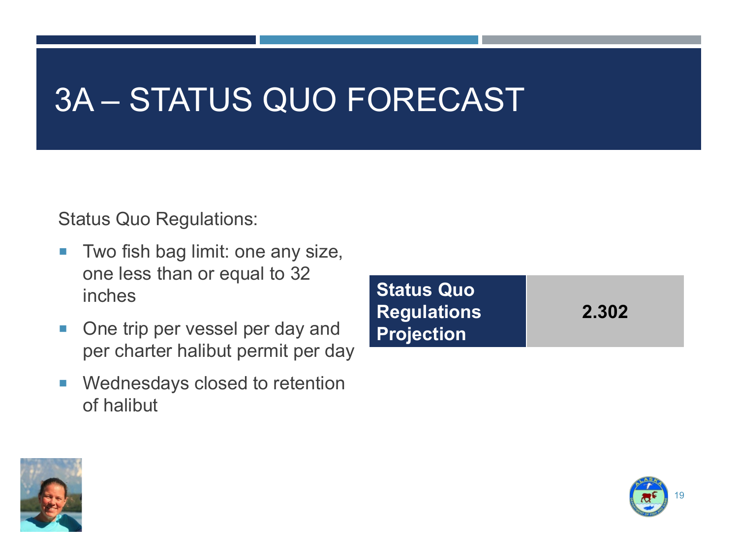# 3A – STATUS QUO FORECAST

Status Quo Regulations:

- Two fish bag limit: one any size, one less than or equal to 32 inches
- One trip per vessel per day and per charter halibut permit per day
- Wednesdays closed to retention of halibut

| **Status Quo Regulations Projection** | **2.302** |
|---|---|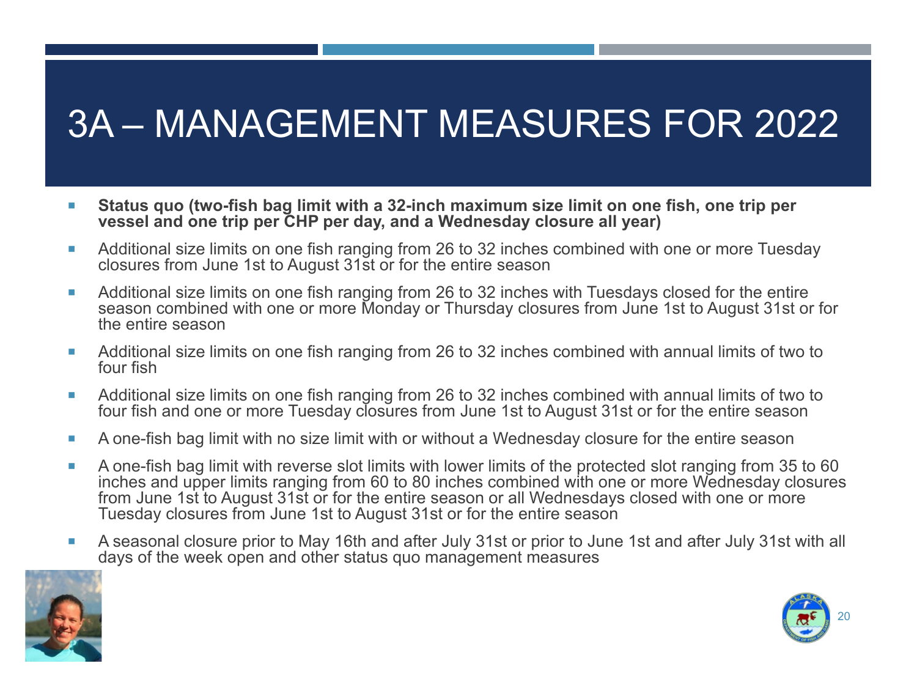# 3A – MANAGEMENT MEASURES FOR 2022

- **Status quo (two-fish bag limit with a 32-inch maximum size limit on one fish, one trip per vessel and one trip per CHP per day, and a Wednesday closure all year)**
- Additional size limits on one fish ranging from 26 to 32 inches combined with one or more Tuesday closures from June 1st to August 31st or for the entire season
- Additional size limits on one fish ranging from 26 to 32 inches with Tuesdays closed for the entire season combined with one or more Monday or Thursday closures from June 1st to August 31st or for the entire season
- Additional size limits on one fish ranging from 26 to 32 inches combined with annual limits of two to four fish
- Additional size limits on one fish ranging from 26 to 32 inches combined with annual limits of two to four fish and one or more Tuesday closures from June 1st to August 31st or for the entire season
- A one-fish bag limit with no size limit with or without a Wednesday closure for the entire season
- A one-fish bag limit with reverse slot limits with lower limits of the protected slot ranging from 35 to 60 inches and upper limits ranging from 60 to 80 inches combined with one or more Wednesday closures from June 1st to August 31st or for the entire season or all Wednesdays closed with one or more Tuesday closures from June 1st to August 31st or for the entire season
- A seasonal closure prior to May 16th and after July 31st or prior to June 1st and after July 31st with all days of the week open and other status quo management measures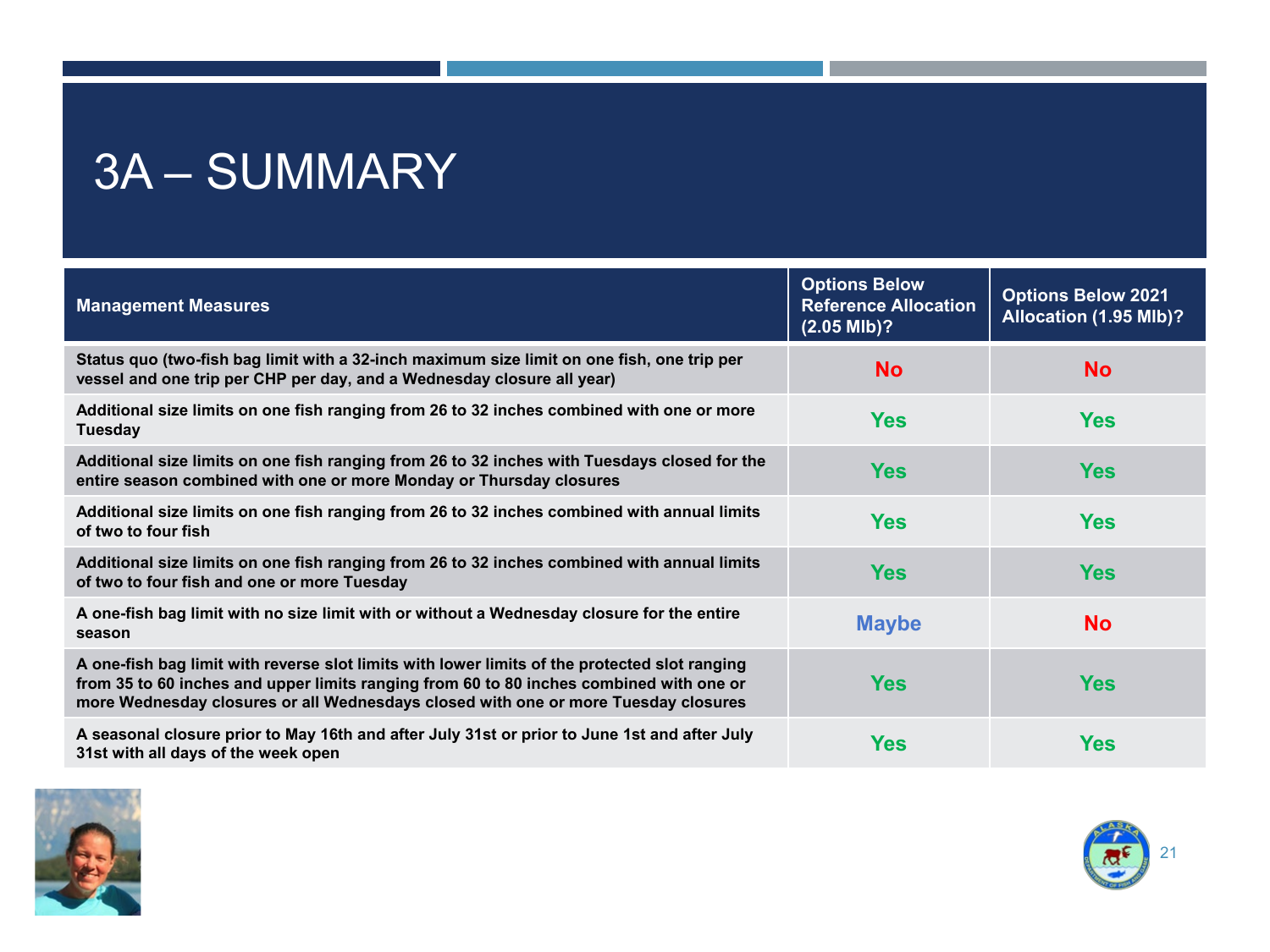# 3A – SUMMARY

| Management Measures | Options Below Reference Allocation (2.05 Mlb)? | Options Below 2021 Allocation (1.95 Mlb)? |
| --- | --- | --- |
| Status quo (two-fish bag limit with a 32-inch maximum size limit on one fish, one trip per vessel and one trip per CHP per day, and a Wednesday closure all year) | No | No |
| Additional size limits on one fish ranging from 26 to 32 inches combined with one or more Tuesday | Yes | Yes |
| Additional size limits on one fish ranging from 26 to 32 inches with Tuesdays closed for the entire season combined with one or more Monday or Thursday closures | Yes | Yes |
| Additional size limits on one fish ranging from 26 to 32 inches combined with annual limits of two to four fish | Yes | Yes |
| Additional size limits on one fish ranging from 26 to 32 inches combined with annual limits of two to four fish and one or more Tuesday | Yes | Yes |
| A one-fish bag limit with no size limit with or without a Wednesday closure for the entire season | Maybe | No |
| A one-fish bag limit with reverse slot limits with lower limits of the protected slot ranging from 35 to 60 inches and upper limits ranging from 60 to 80 inches combined with one or more Wednesday closures or all Wednesdays closed with one or more Tuesday closures | Yes | Yes |
| A seasonal closure prior to May 16th and after July 31st or prior to June 1st and after July 31st with all days of the week open | Yes | Yes |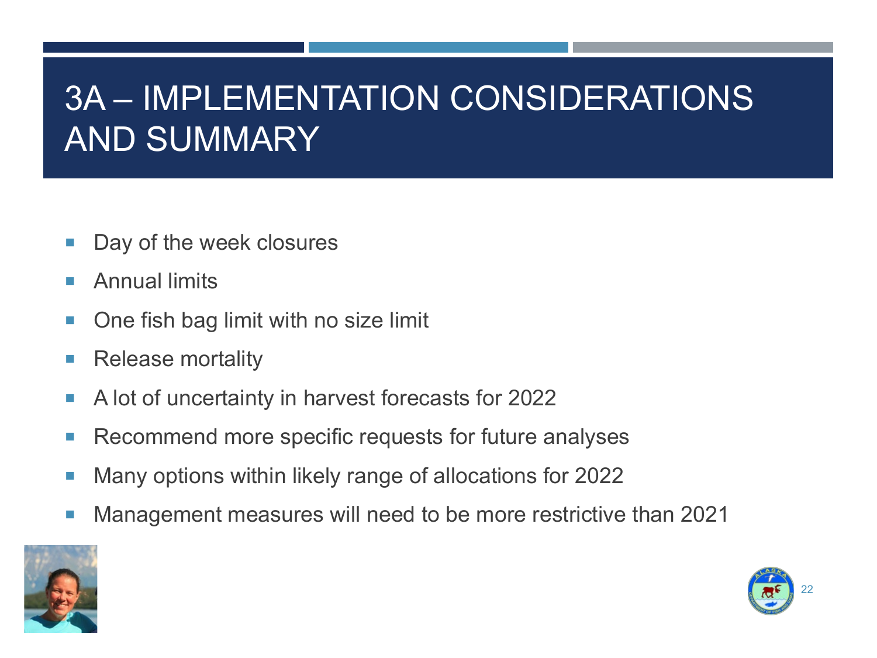# 3A – IMPLEMENTATION CONSIDERATIONS AND SUMMARY

- Day of the week closures
- Annual limits
- One fish bag limit with no size limit
- Release mortality
- A lot of uncertainty in harvest forecasts for 2022
- Recommend more specific requests for future analyses
- Many options within likely range of allocations for 2022
- Management measures will need to be more restrictive than 2021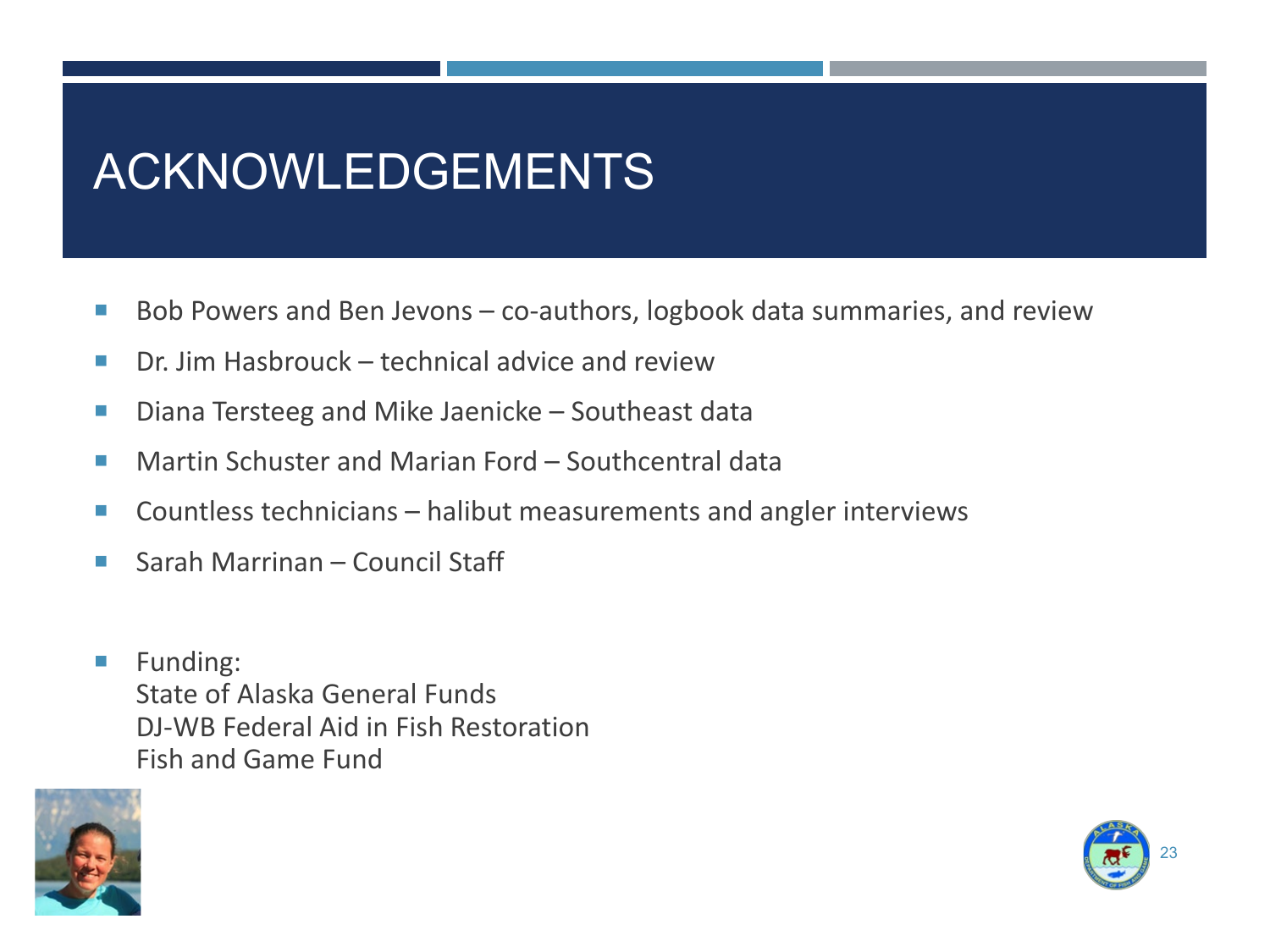# ACKNOWLEDGEMENTS

- Bob Powers and Ben Jevons – co-authors, logbook data summaries, and review
- Dr. Jim Hasbrouck – technical advice and review
- Diana Tersteeg and Mike Jaenicke – Southeast data
- Martin Schuster and Marian Ford – Southcentral data
- Countless technicians – halibut measurements and angler interviews
- Sarah Marrinan – Council Staff

- Funding:
  State of Alaska General Funds
  DJ-WB Federal Aid in Fish Restoration
  Fish and Game Fund